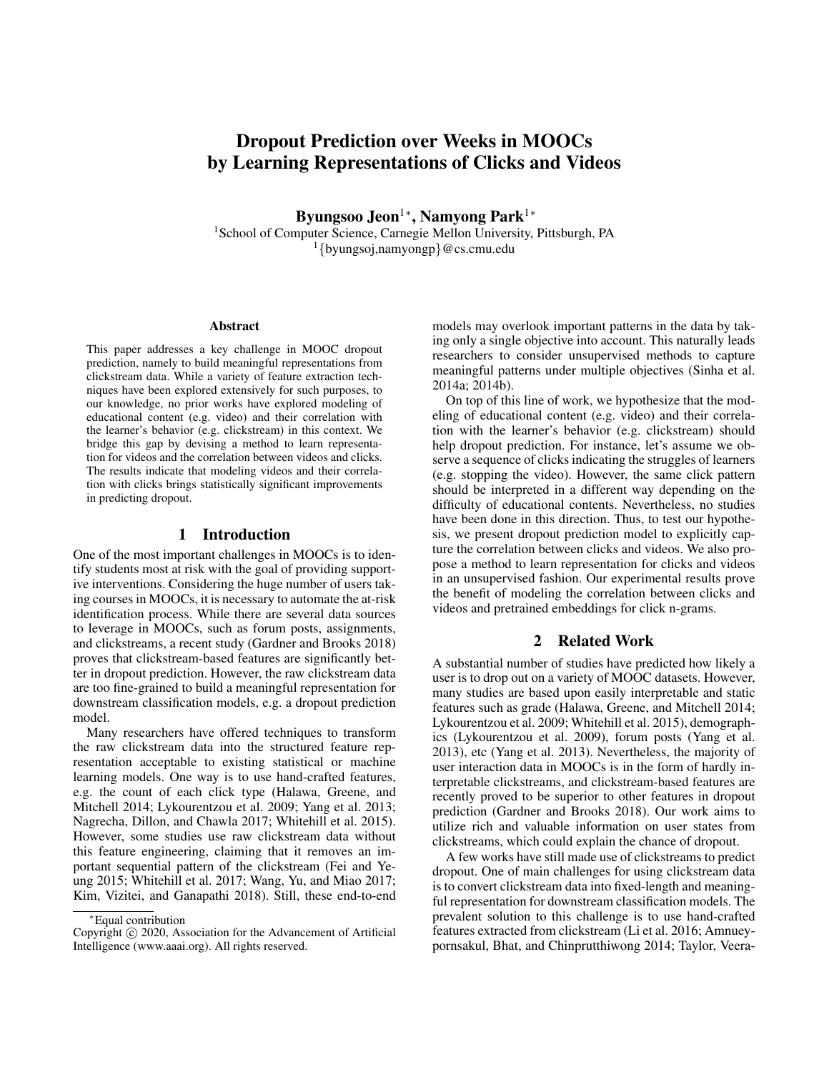# Dropout Prediction over Weeks in MOOCs by Learning Representations of Clicks and Videos

**Byungsoo Jeon**[1*], **Namyong Park**[1*]

[1]School of Computer Science, Carnegie Mellon University, Pittsburgh, PA

[1]{byungsoj,namyongp}@cs.cmu.edu

### Abstract

This paper addresses a key challenge in MOOC dropout prediction, namely to build meaningful representations from clickstream data. While a variety of feature extraction techniques have been explored extensively for such purposes, to our knowledge, no prior works have explored modeling of educational content (e.g. video) and their correlation with the learner's behavior (e.g. clickstream) in this context. We bridge this gap by devising a method to learn representation for videos and the correlation between videos and clicks. The results indicate that modeling videos and their correlation with clicks brings statistically significant improvements in predicting dropout.

## 1 Introduction

One of the most important challenges in MOOCs is to identify students most at risk with the goal of providing supportive interventions. Considering the huge number of users taking courses in MOOCs, it is necessary to automate the at-risk identification process. While there are several data sources to leverage in MOOCs, such as forum posts, assignments, and clickstreams, a recent study (Gardner and Brooks 2018) proves that clickstream-based features are significantly better in dropout prediction. However, the raw clickstream data are too fine-grained to build a meaningful representation for downstream classification models, e.g. a dropout prediction model.

Many researchers have offered techniques to transform the raw clickstream data into the structured feature representation acceptable to existing statistical or machine learning models. One way is to use hand-crafted features, e.g. the count of each click type (Halawa, Greene, and Mitchell 2014; Lykourentzou et al. 2009; Yang et al. 2013; Nagrecha, Dillon, and Chawla 2017; Whitehill et al. 2015). However, some studies use raw clickstream data without this feature engineering, claiming that it removes an important sequential pattern of the clickstream (Fei and Yeung 2015; Whitehill et al. 2017; Wang, Yu, and Miao 2017; Kim, Vizitei, and Ganapathi 2018). Still, these end-to-end models may overlook important patterns in the data by taking only a single objective into account. This naturally leads researchers to consider unsupervised methods to capture meaningful patterns under multiple objectives (Sinha et al. 2014a; 2014b).

On top of this line of work, we hypothesize that the modeling of educational content (e.g. video) and their correlation with the learner's behavior (e.g. clickstream) should help dropout prediction. For instance, let's assume we observe a sequence of clicks indicating the struggles of learners (e.g. stopping the video). However, the same click pattern should be interpreted in a different way depending on the difficulty of educational contents. Nevertheless, no studies have been done in this direction. Thus, to test our hypothesis, we present dropout prediction model to explicitly capture the correlation between clicks and videos. We also propose a method to learn representation for clicks and videos in an unsupervised fashion. Our experimental results prove the benefit of modeling the correlation between clicks and videos and pretrained embeddings for click n-grams.

## 2 Related Work

A substantial number of studies have predicted how likely a user is to drop out on a variety of MOOC datasets. However, many studies are based upon easily interpretable and static features such as grade (Halawa, Greene, and Mitchell 2014; Lykourentzou et al. 2009; Whitehill et al. 2015), demographics (Lykourentzou et al. 2009), forum posts (Yang et al. 2013), etc (Yang et al. 2013). Nevertheless, the majority of user interaction data in MOOCs is in the form of hardly interpretable clickstreams, and clickstream-based features are recently proved to be superior to other features in dropout prediction (Gardner and Brooks 2018). Our work aims to utilize rich and valuable information on user states from clickstreams, which could explain the chance of dropout.

A few works have still made use of clickstreams to predict dropout. One of main challenges for using clickstream data is to convert clickstream data into fixed-length and meaningful representation for downstream classification models. The prevalent solution to this challenge is to use hand-crafted features extracted from clickstream (Li et al. 2016; Amnueypornsakul, Bhat, and Chinprutthiwong 2014; Taylor, Veera-

---

*Equal contribution

Copyright © 2020, Association for the Advancement of Artificial Intelligence (www.aaai.org). All rights reserved.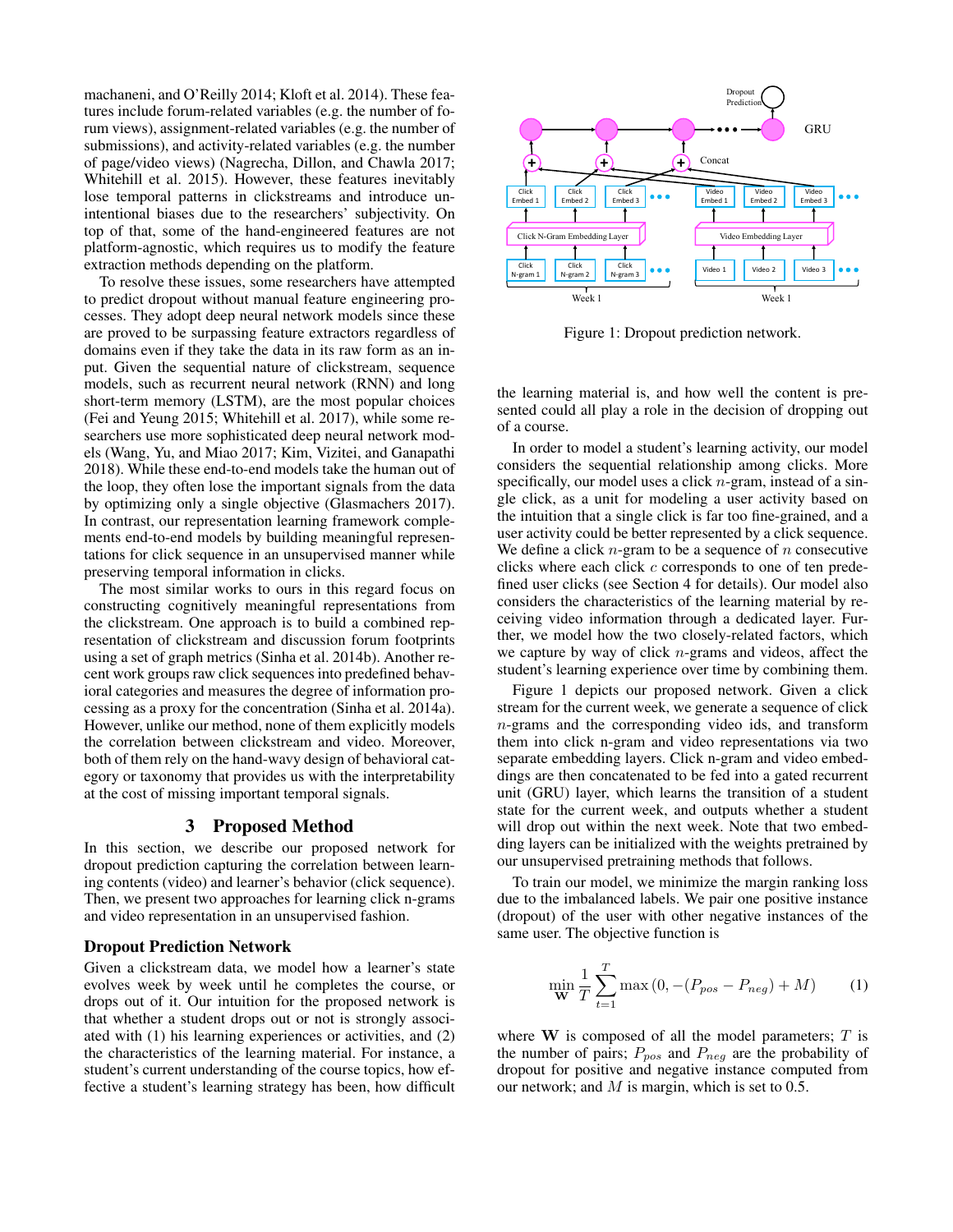machaneni, and O'Reilly 2014; Kloft et al. 2014). These features include forum-related variables (e.g. the number of forum views), assignment-related variables (e.g. the number of submissions), and activity-related variables (e.g. the number of page/video views) (Nagrecha, Dillon, and Chawla 2017; Whitehill et al. 2015). However, these features inevitably lose temporal patterns in clickstreams and introduce unintentional biases due to the researchers' subjectivity. On top of that, some of the hand-engineered features are not platform-agnostic, which requires us to modify the feature extraction methods depending on the platform.

To resolve these issues, some researchers have attempted to predict dropout without manual feature engineering processes. They adopt deep neural network models since these are proved to be surpassing feature extractors regardless of domains even if they take the data in its raw form as an input. Given the sequential nature of clickstream, sequence models, such as recurrent neural network (RNN) and long short-term memory (LSTM), are the most popular choices (Fei and Yeung 2015; Whitehill et al. 2017), while some researchers use more sophisticated deep neural network models (Wang, Yu, and Miao 2017; Kim, Vizitei, and Ganapathi 2018). While these end-to-end models take the human out of the loop, they often lose the important signals from the data by optimizing only a single objective (Glasmachers 2017). In contrast, our representation learning framework complements end-to-end models by building meaningful representations for click sequence in an unsupervised manner while preserving temporal information in clicks.

The most similar works to ours in this regard focus on constructing cognitively meaningful representations from the clickstream. One approach is to build a combined representation of clickstream and discussion forum footprints using a set of graph metrics (Sinha et al. 2014b). Another recent work groups raw click sequences into predefined behavioral categories and measures the degree of information processing as a proxy for the concentration (Sinha et al. 2014a). However, unlike our method, none of them explicitly models the correlation between clickstream and video. Moreover, both of them rely on the hand-wavy design of behavioral category or taxonomy that provides us with the interpretability at the cost of missing important temporal signals.

## 3 Proposed Method

In this section, we describe our proposed network for dropout prediction capturing the correlation between learning contents (video) and learner's behavior (click sequence). Then, we present two approaches for learning click n-grams and video representation in an unsupervised fashion.

### Dropout Prediction Network

Given a clickstream data, we model how a learner's state evolves week by week until he completes the course, or drops out of it. Our intuition for the proposed network is that whether a student drops out or not is strongly associated with (1) his learning experiences or activities, and (2) the characteristics of the learning material. For instance, a student's current understanding of the course topics, how effective a student's learning strategy has been, how difficult the learning material is, and how well the content is presented could all play a role in the decision of dropping out of a course.

Figure 1: Dropout prediction network.

In order to model a student's learning activity, our model considers the sequential relationship among clicks. More specifically, our model uses a click $n$-gram, instead of a single click, as a unit for modeling a user activity based on the intuition that a single click is far too fine-grained, and a user activity could be better represented by a click sequence. We define a click $n$-gram to be a sequence of $n$ consecutive clicks where each click $c$ corresponds to one of ten predefined user clicks (see Section 4 for details). Our model also considers the characteristics of the learning material by receiving video information through a dedicated layer. Further, we model how the two closely-related factors, which we capture by way of click $n$-grams and videos, affect the student's learning experience over time by combining them.

Figure 1 depicts our proposed network. Given a click stream for the current week, we generate a sequence of click $n$-grams and the corresponding video ids, and transform them into click n-gram and video representations via two separate embedding layers. Click n-gram and video embeddings are then concatenated to be fed into a gated recurrent unit (GRU) layer, which learns the transition of a student state for the current week, and outputs whether a student will drop out within the next week. Note that two embedding layers can be initialized with the weights pretrained by our unsupervised pretraining methods that follows.

To train our model, we minimize the margin ranking loss due to the imbalanced labels. We pair one positive instance (dropout) of the user with other negative instances of the same user. The objective function is

$$\min_{\mathbf{W}} \frac{1}{T} \sum_{t=1}^{T} \max\left(0, -(P_{pos} - P_{neg}) + M\right) \tag{1}$$

where $\mathbf{W}$ is composed of all the model parameters; $T$ is the number of pairs; $P_{pos}$ and $P_{neg}$ are the probability of dropout for positive and negative instance computed from our network; and $M$ is margin, which is set to 0.5.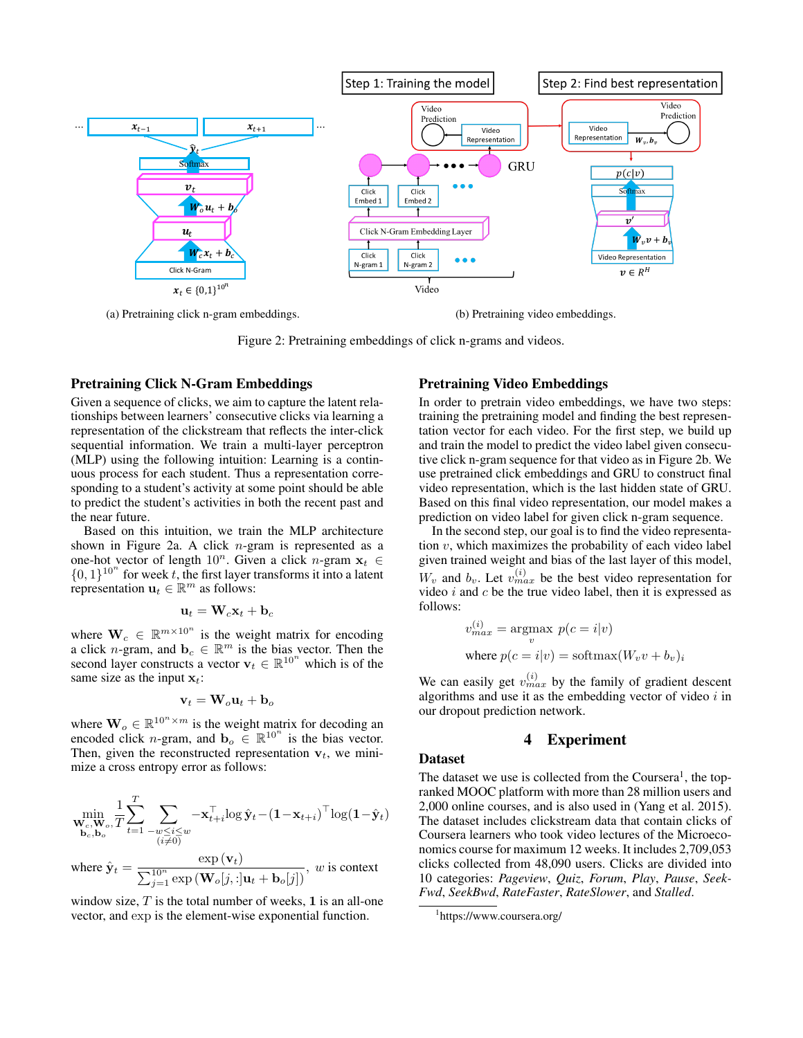Figure 2: Pretraining embeddings of click n-grams and videos.

(a) Pretraining click n-gram embeddings. (b) Pretraining video embeddings.

### Pretraining Click N-Gram Embeddings

Given a sequence of clicks, we aim to capture the latent relationships between learners' consecutive clicks via learning a representation of the clickstream that reflects the inter-click sequential information. We train a multi-layer perceptron (MLP) using the following intuition: Learning is a continuous process for each student. Thus a representation corresponding to a student's activity at some point should be able to predict the student's activities in both the recent past and the near future.

Based on this intuition, we train the MLP architecture shown in Figure 2a. A click $n$-gram is represented as a one-hot vector of length $10^n$. Given a click $n$-gram $\mathbf{x}_t \in \{0,1\}^{10^n}$ for week $t$, the first layer transforms it into a latent representation $\mathbf{u}_t \in \mathbb{R}^m$ as follows:

$$\mathbf{u}_t = \mathbf{W}_c \mathbf{x}_t + \mathbf{b}_c$$

where $\mathbf{W}_c \in \mathbb{R}^{m \times 10^n}$ is the weight matrix for encoding a click $n$-gram, and $\mathbf{b}_c \in \mathbb{R}^m$ is the bias vector. Then the second layer constructs a vector $\mathbf{v}_t \in \mathbb{R}^{10^n}$ which is of the same size as the input $\mathbf{x}_t$:

$$\mathbf{v}_t = \mathbf{W}_o \mathbf{u}_t + \mathbf{b}_o$$

where $\mathbf{W}_o \in \mathbb{R}^{10^n \times m}$ is the weight matrix for decoding an encoded click $n$-gram, and $\mathbf{b}_o \in \mathbb{R}^{10^n}$ is the bias vector. Then, given the reconstructed representation $\mathbf{v}_t$, we minimize a cross entropy error as follows:

$$\min_{\substack{\mathbf{W}_c, \mathbf{W}_o, \\ \mathbf{b}_c, \mathbf{b}_o}} \frac{1}{T} \sum_{t=1}^{T} \sum_{\substack{-w \le i \le w \\ (i \ne 0)}} -\mathbf{x}_{t+i}^\top \log \hat{\mathbf{y}}_t - (\mathbf{1} - \mathbf{x}_{t+i})^\top \log(\mathbf{1} - \hat{\mathbf{y}}_t)$$

where $\hat{\mathbf{y}}_t = \dfrac{\exp(\mathbf{v}_t)}{\sum_{j=1}^{10^n} \exp(\mathbf{W}_o[j,:]\mathbf{u}_t + \mathbf{b}_o[j])}$, $w$ is context window size, $T$ is the total number of weeks, $\mathbf{1}$ is an all-one vector, and $\exp$ is the element-wise exponential function.

### Pretraining Video Embeddings

In order to pretrain video embeddings, we have two steps: training the pretraining model and finding the best representation vector for each video. For the first step, we build up and train the model to predict the video label given consecutive click n-gram sequence for that video as in Figure 2b. We use pretrained click embeddings and GRU to construct final video representation, which is the last hidden state of GRU. Based on this final video representation, our model makes a prediction on video label for given click n-gram sequence.

In the second step, our goal is to find the video representation $v$, which maximizes the probability of each video label given trained weight and bias of the last layer of this model, $W_v$ and $b_v$. Let $v_{max}^{(i)}$ be the best video representation for video $i$ and $c$ be the true video label, then it is expressed as follows:

$$v_{max}^{(i)} = \underset{v}{\text{argmax}}\ p(c = i|v)$$

$$\text{where } p(c = i|v) = \text{softmax}(W_v v + b_v)_i$$

We can easily get $v_{max}^{(i)}$ by the family of gradient descent algorithms and use it as the embedding vector of video $i$ in our dropout prediction network.

## 4 Experiment

### Dataset

The dataset we use is collected from the Coursera[1], the top-ranked MOOC platform with more than 28 million users and 2,000 online courses, and is also used in (Yang et al. 2015). The dataset includes clickstream data that contain clicks of Coursera learners who took video lectures of the Microeconomics course for maximum 12 weeks. It includes 2,709,053 clicks collected from 48,090 users. Clicks are divided into 10 categories: *Pageview*, *Quiz*, *Forum*, *Play*, *Pause*, *Seek-Fwd*, *SeekBwd*, *RateFaster*, *RateSlower*, and *Stalled*.

[1] https://www.coursera.org/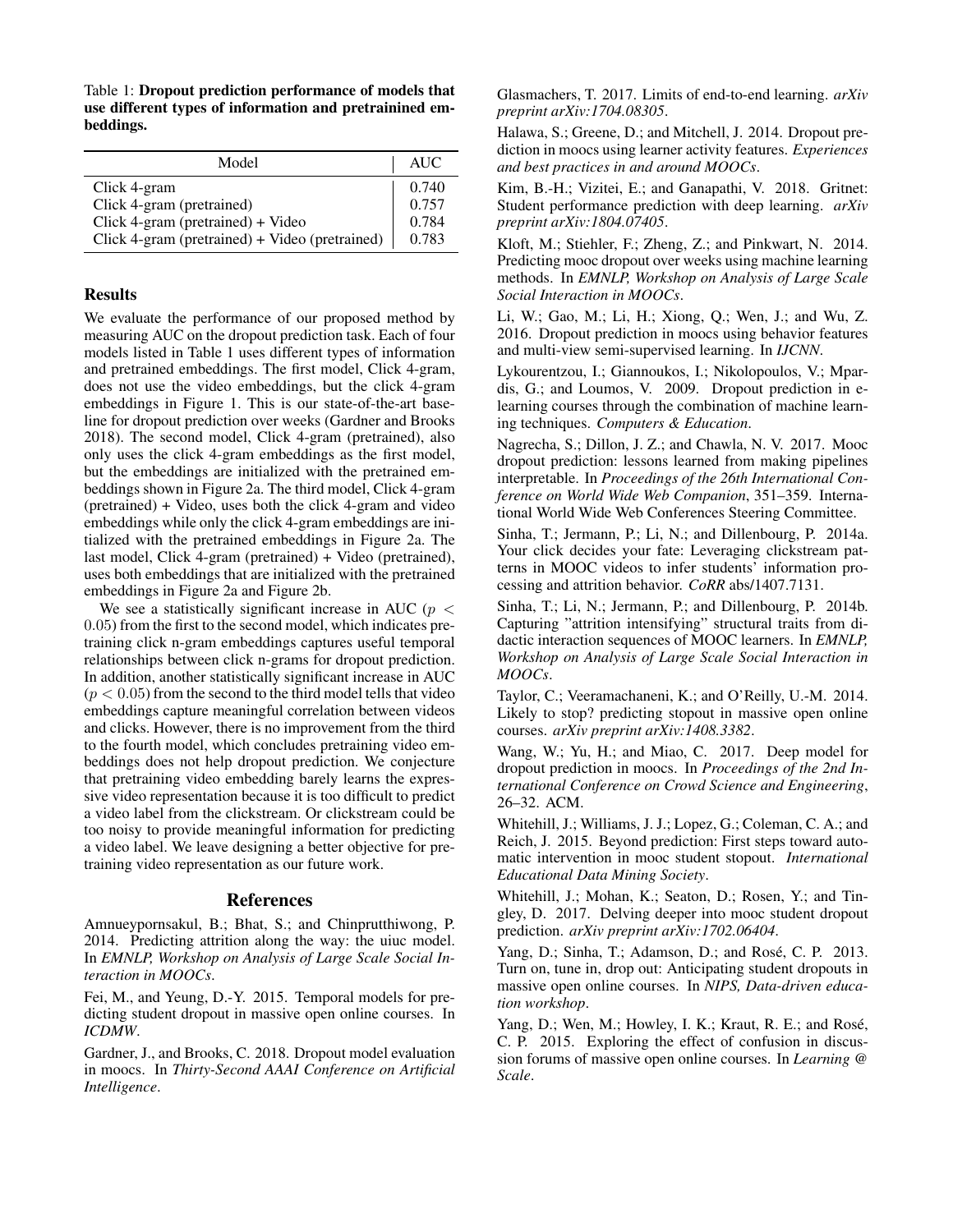Table 1: **Dropout prediction performance of models that use different types of information and pretrainined embeddings.**

| Model | AUC |
| --- | --- |
| Click 4-gram | 0.740 |
| Click 4-gram (pretrained) | 0.757 |
| Click 4-gram (pretrained) + Video | 0.784 |
| Click 4-gram (pretrained) + Video (pretrained) | 0.783 |

## Results

We evaluate the performance of our proposed method by measuring AUC on the dropout prediction task. Each of four models listed in Table 1 uses different types of information and pretrained embeddings. The first model, Click 4-gram, does not use the video embeddings, but the click 4-gram embeddings in Figure 1. This is our state-of-the-art baseline for dropout prediction over weeks (Gardner and Brooks 2018). The second model, Click 4-gram (pretrained), also only uses the click 4-gram embeddings as the first model, but the embeddings are initialized with the pretrained embeddings shown in Figure 2a. The third model, Click 4-gram (pretrained) + Video, uses both the click 4-gram and video embeddings while only the click 4-gram embeddings are initialized with the pretrained embeddings in Figure 2a. The last model, Click 4-gram (pretrained) + Video (pretrained), uses both embeddings that are initialized with the pretrained embeddings in Figure 2a and Figure 2b.

We see a statistically significant increase in AUC ($p < 0.05$) from the first to the second model, which indicates pretraining click n-gram embeddings captures useful temporal relationships between click n-grams for dropout prediction. In addition, another statistically significant increase in AUC ($p < 0.05$) from the second to the third model tells that video embeddings capture meaningful correlation between videos and clicks. However, there is no improvement from the third to the fourth model, which concludes pretraining video embeddings does not help dropout prediction. We conjecture that pretraining video embedding barely learns the expressive video representation because it is too difficult to predict a video label from the clickstream. Or clickstream could be too noisy to provide meaningful information for predicting a video label. We leave designing a better objective for pretraining video representation as our future work.

## References

Amnueypornsakul, B.; Bhat, S.; and Chinprutthiwong, P. 2014. Predicting attrition along the way: the uiuc model. In *EMNLP, Workshop on Analysis of Large Scale Social Interaction in MOOCs*.

Fei, M., and Yeung, D.-Y. 2015. Temporal models for predicting student dropout in massive open online courses. In *ICDMW*.

Gardner, J., and Brooks, C. 2018. Dropout model evaluation in moocs. In *Thirty-Second AAAI Conference on Artificial Intelligence*.

Glasmachers, T. 2017. Limits of end-to-end learning. *arXiv preprint arXiv:1704.08305*.

Halawa, S.; Greene, D.; and Mitchell, J. 2014. Dropout prediction in moocs using learner activity features. *Experiences and best practices in and around MOOCs*.

Kim, B.-H.; Vizitei, E.; and Ganapathi, V. 2018. Gritnet: Student performance prediction with deep learning. *arXiv preprint arXiv:1804.07405*.

Kloft, M.; Stiehler, F.; Zheng, Z.; and Pinkwart, N. 2014. Predicting mooc dropout over weeks using machine learning methods. In *EMNLP, Workshop on Analysis of Large Scale Social Interaction in MOOCs*.

Li, W.; Gao, M.; Li, H.; Xiong, Q.; Wen, J.; and Wu, Z. 2016. Dropout prediction in moocs using behavior features and multi-view semi-supervised learning. In *IJCNN*.

Lykourentzou, I.; Giannoukos, I.; Nikolopoulos, V.; Mpardis, G.; and Loumos, V. 2009. Dropout prediction in e-learning courses through the combination of machine learning techniques. *Computers & Education*.

Nagrecha, S.; Dillon, J. Z.; and Chawla, N. V. 2017. Mooc dropout prediction: lessons learned from making pipelines interpretable. In *Proceedings of the 26th International Conference on World Wide Web Companion*, 351–359. International World Wide Web Conferences Steering Committee.

Sinha, T.; Jermann, P.; Li, N.; and Dillenbourg, P. 2014a. Your click decides your fate: Leveraging clickstream patterns in MOOC videos to infer students' information processing and attrition behavior. *CoRR* abs/1407.7131.

Sinha, T.; Li, N.; Jermann, P.; and Dillenbourg, P. 2014b. Capturing "attrition intensifying" structural traits from didactic interaction sequences of MOOC learners. In *EMNLP, Workshop on Analysis of Large Scale Social Interaction in MOOCs*.

Taylor, C.; Veeramachaneni, K.; and O'Reilly, U.-M. 2014. Likely to stop? predicting stopout in massive open online courses. *arXiv preprint arXiv:1408.3382*.

Wang, W.; Yu, H.; and Miao, C. 2017. Deep model for dropout prediction in moocs. In *Proceedings of the 2nd International Conference on Crowd Science and Engineering*, 26–32. ACM.

Whitehill, J.; Williams, J. J.; Lopez, G.; Coleman, C. A.; and Reich, J. 2015. Beyond prediction: First steps toward automatic intervention in mooc student stopout. *International Educational Data Mining Society*.

Whitehill, J.; Mohan, K.; Seaton, D.; Rosen, Y.; and Tingley, D. 2017. Delving deeper into mooc student dropout prediction. *arXiv preprint arXiv:1702.06404*.

Yang, D.; Sinha, T.; Adamson, D.; and Rosé, C. P. 2013. Turn on, tune in, drop out: Anticipating student dropouts in massive open online courses. In *NIPS, Data-driven education workshop*.

Yang, D.; Wen, M.; Howley, I. K.; Kraut, R. E.; and Rosé, C. P. 2015. Exploring the effect of confusion in discussion forums of massive open online courses. In *Learning @ Scale*.